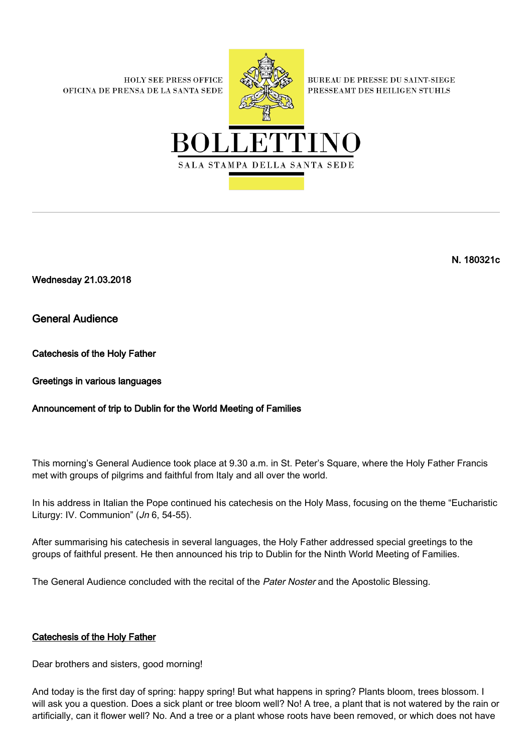HOLY SEE PRESS OFFICE
OFICINA DE PRENSA DE LA SANTA SEDE

BUREAU DE PRESSE DU SAINT-SIEGE
PRESSEAMT DES HEILIGEN STUHLS

# BOLLETTINO

SALA STAMPA DELLA SANTA SEDE

---

**N. 180321c**

**Wednesday 21.03.2018**

## General Audience

**Catechesis of the Holy Father**

**Greetings in various languages**

**Announcement of trip to Dublin for the World Meeting of Families**

This morning's General Audience took place at 9.30 a.m. in St. Peter's Square, where the Holy Father Francis met with groups of pilgrims and faithful from Italy and all over the world.

In his address in Italian the Pope continued his catechesis on the Holy Mass, focusing on the theme "Eucharistic Liturgy: IV. Communion" (*Jn* 6, 54-55).

After summarising his catechesis in several languages, the Holy Father addressed special greetings to the groups of faithful present. He then announced his trip to Dublin for the Ninth World Meeting of Families.

The General Audience concluded with the recital of the *Pater Noster* and the Apostolic Blessing.

### Catechesis of the Holy Father

Dear brothers and sisters, good morning!

And today is the first day of spring: happy spring! But what happens in spring? Plants bloom, trees blossom. I will ask you a question. Does a sick plant or tree bloom well? No! A tree, a plant that is not watered by the rain or artificially, can it flower well? No. And a tree or a plant whose roots have been removed, or which does not have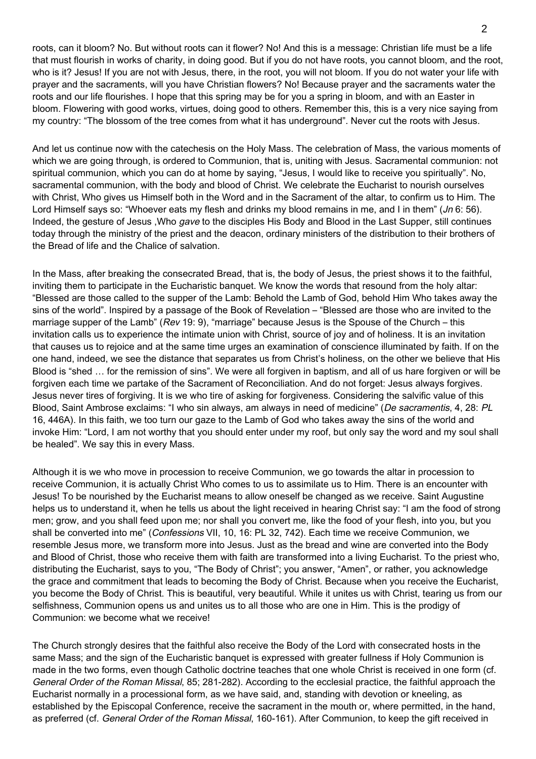roots, can it bloom? No. But without roots can it flower? No! And this is a message: Christian life must be a life that must flourish in works of charity, in doing good. But if you do not have roots, you cannot bloom, and the root, who is it? Jesus! If you are not with Jesus, there, in the root, you will not bloom. If you do not water your life with prayer and the sacraments, will you have Christian flowers? No! Because prayer and the sacraments water the roots and our life flourishes. I hope that this spring may be for you a spring in bloom, and with an Easter in bloom. Flowering with good works, virtues, doing good to others. Remember this, this is a very nice saying from my country: "The blossom of the tree comes from what it has underground". Never cut the roots with Jesus.

And let us continue now with the catechesis on the Holy Mass. The celebration of Mass, the various moments of which we are going through, is ordered to Communion, that is, uniting with Jesus. Sacramental communion: not spiritual communion, which you can do at home by saying, "Jesus, I would like to receive you spiritually". No, sacramental communion, with the body and blood of Christ. We celebrate the Eucharist to nourish ourselves with Christ, Who gives us Himself both in the Word and in the Sacrament of the altar, to confirm us to Him. The Lord Himself says so: "Whoever eats my flesh and drinks my blood remains in me, and I in them" (*Jn* 6: 56). Indeed, the gesture of Jesus ,Who *gave* to the disciples His Body and Blood in the Last Supper, still continues today through the ministry of the priest and the deacon, ordinary ministers of the distribution to their brothers of the Bread of life and the Chalice of salvation.

In the Mass, after breaking the consecrated Bread, that is, the body of Jesus, the priest shows it to the faithful, inviting them to participate in the Eucharistic banquet. We know the words that resound from the holy altar: "Blessed are those called to the supper of the Lamb: Behold the Lamb of God, behold Him Who takes away the sins of the world". Inspired by a passage of the Book of Revelation – "Blessed are those who are invited to the marriage supper of the Lamb" (*Rev* 19: 9), "marriage" because Jesus is the Spouse of the Church – this invitation calls us to experience the intimate union with Christ, source of joy and of holiness. It is an invitation that causes us to rejoice and at the same time urges an examination of conscience illuminated by faith. If on the one hand, indeed, we see the distance that separates us from Christ's holiness, on the other we believe that His Blood is "shed … for the remission of sins". We were all forgiven in baptism, and all of us hare forgiven or will be forgiven each time we partake of the Sacrament of Reconciliation. And do not forget: Jesus always forgives. Jesus never tires of forgiving. It is we who tire of asking for forgiveness. Considering the salvific value of this Blood, Saint Ambrose exclaims: "I who sin always, am always in need of medicine" (*De sacramentis*, 4, 28: *PL* 16, 446A). In this faith, we too turn our gaze to the Lamb of God who takes away the sins of the world and invoke Him: "Lord, I am not worthy that you should enter under my roof, but only say the word and my soul shall be healed". We say this in every Mass.

Although it is we who move in procession to receive Communion, we go towards the altar in procession to receive Communion, it is actually Christ Who comes to us to assimilate us to Him. There is an encounter with Jesus! To be nourished by the Eucharist means to allow oneself be changed as we receive. Saint Augustine helps us to understand it, when he tells us about the light received in hearing Christ say: "I am the food of strong men; grow, and you shall feed upon me; nor shall you convert me, like the food of your flesh, into you, but you shall be converted into me" (*Confessions* VII, 10, 16: PL 32, 742). Each time we receive Communion, we resemble Jesus more, we transform more into Jesus. Just as the bread and wine are converted into the Body and Blood of Christ, those who receive them with faith are transformed into a living Eucharist. To the priest who, distributing the Eucharist, says to you, "The Body of Christ"; you answer, "Amen", or rather, you acknowledge the grace and commitment that leads to becoming the Body of Christ. Because when you receive the Eucharist, you become the Body of Christ. This is beautiful, very beautiful. While it unites us with Christ, tearing us from our selfishness, Communion opens us and unites us to all those who are one in Him. This is the prodigy of Communion: we become what we receive!

The Church strongly desires that the faithful also receive the Body of the Lord with consecrated hosts in the same Mass; and the sign of the Eucharistic banquet is expressed with greater fullness if Holy Communion is made in the two forms, even though Catholic doctrine teaches that one whole Christ is received in one form (cf. *General Order of the Roman Missal*, 85; 281-282). According to the ecclesial practice, the faithful approach the Eucharist normally in a processional form, as we have said, and, standing with devotion or kneeling, as established by the Episcopal Conference, receive the sacrament in the mouth or, where permitted, in the hand, as preferred (cf. *General Order of the Roman Missal*, 160-161). After Communion, to keep the gift received in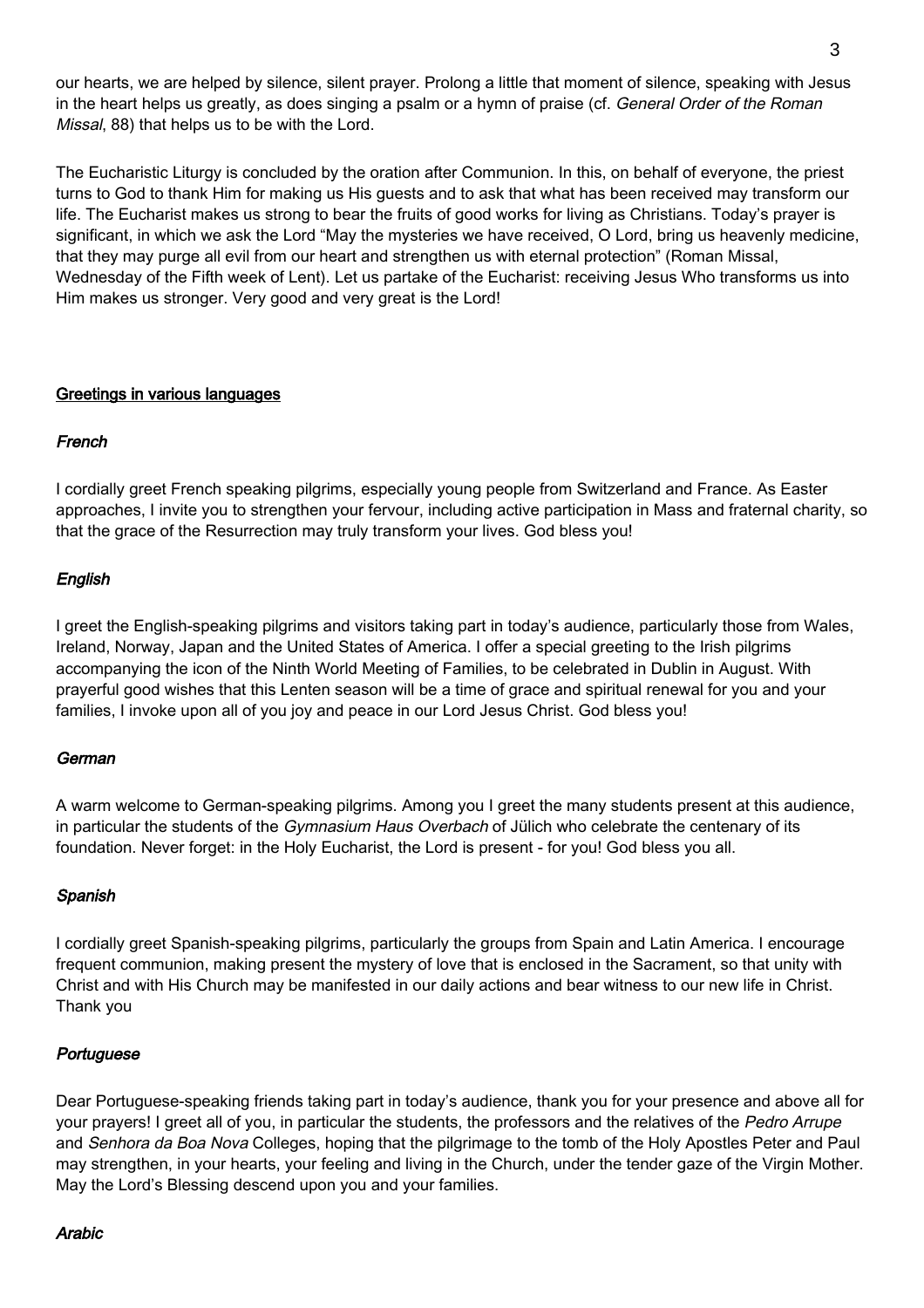our hearts, we are helped by silence, silent prayer. Prolong a little that moment of silence, speaking with Jesus in the heart helps us greatly, as does singing a psalm or a hymn of praise (cf. *General Order of the Roman Missal*, 88) that helps us to be with the Lord.

The Eucharistic Liturgy is concluded by the oration after Communion. In this, on behalf of everyone, the priest turns to God to thank Him for making us His guests and to ask that what has been received may transform our life. The Eucharist makes us strong to bear the fruits of good works for living as Christians. Today's prayer is significant, in which we ask the Lord "May the mysteries we have received, O Lord, bring us heavenly medicine, that they may purge all evil from our heart and strengthen us with eternal protection" (Roman Missal, Wednesday of the Fifth week of Lent). Let us partake of the Eucharist: receiving Jesus Who transforms us into Him makes us stronger. Very good and very great is the Lord!

## Greetings in various languages

### *French*

I cordially greet French speaking pilgrims, especially young people from Switzerland and France. As Easter approaches, I invite you to strengthen your fervour, including active participation in Mass and fraternal charity, so that the grace of the Resurrection may truly transform your lives. God bless you!

### *English*

I greet the English-speaking pilgrims and visitors taking part in today's audience, particularly those from Wales, Ireland, Norway, Japan and the United States of America. I offer a special greeting to the Irish pilgrims accompanying the icon of the Ninth World Meeting of Families, to be celebrated in Dublin in August. With prayerful good wishes that this Lenten season will be a time of grace and spiritual renewal for you and your families, I invoke upon all of you joy and peace in our Lord Jesus Christ. God bless you!

### *German*

A warm welcome to German-speaking pilgrims. Among you I greet the many students present at this audience, in particular the students of the *Gymnasium Haus Overbach* of Jülich who celebrate the centenary of its foundation. Never forget: in the Holy Eucharist, the Lord is present - for you! God bless you all.

### *Spanish*

I cordially greet Spanish-speaking pilgrims, particularly the groups from Spain and Latin America. I encourage frequent communion, making present the mystery of love that is enclosed in the Sacrament, so that unity with Christ and with His Church may be manifested in our daily actions and bear witness to our new life in Christ. Thank you

### *Portuguese*

Dear Portuguese-speaking friends taking part in today's audience, thank you for your presence and above all for your prayers! I greet all of you, in particular the students, the professors and the relatives of the *Pedro Arrupe* and *Senhora da Boa Nova* Colleges, hoping that the pilgrimage to the tomb of the Holy Apostles Peter and Paul may strengthen, in your hearts, your feeling and living in the Church, under the tender gaze of the Virgin Mother. May the Lord's Blessing descend upon you and your families.

### *Arabic*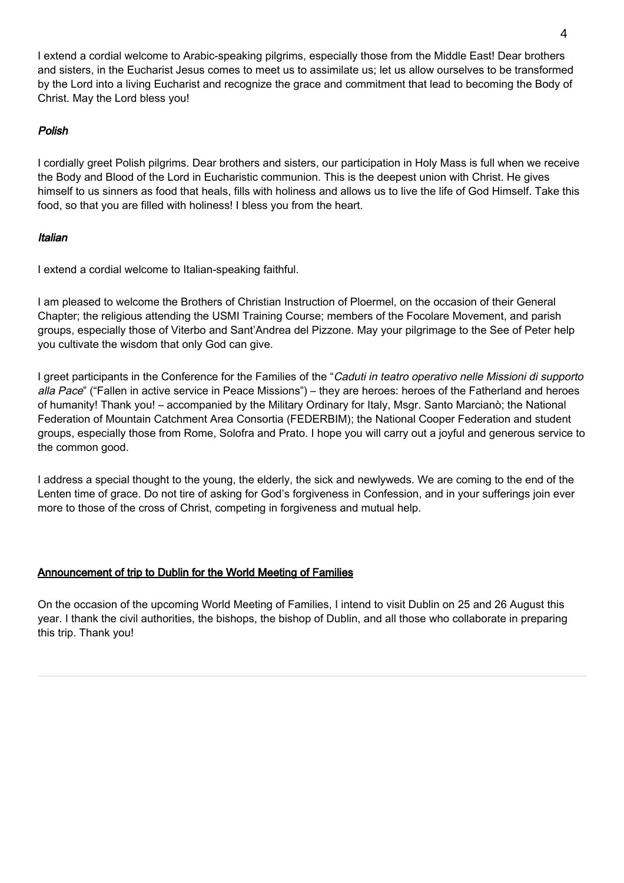I extend a cordial welcome to Arabic-speaking pilgrims, especially those from the Middle East! Dear brothers and sisters, in the Eucharist Jesus comes to meet us to assimilate us; let us allow ourselves to be transformed by the Lord into a living Eucharist and recognize the grace and commitment that lead to becoming the Body of Christ. May the Lord bless you!

***Polish***

I cordially greet Polish pilgrims. Dear brothers and sisters, our participation in Holy Mass is full when we receive the Body and Blood of the Lord in Eucharistic communion. This is the deepest union with Christ. He gives himself to us sinners as food that heals, fills with holiness and allows us to live the life of God Himself. Take this food, so that you are filled with holiness! I bless you from the heart.

***Italian***

I extend a cordial welcome to Italian-speaking faithful.

I am pleased to welcome the Brothers of Christian Instruction of Ploermel, on the occasion of their General Chapter; the religious attending the USMI Training Course; members of the Focolare Movement, and parish groups, especially those of Viterbo and Sant'Andrea del Pizzone. May your pilgrimage to the See of Peter help you cultivate the wisdom that only God can give.

I greet participants in the Conference for the Families of the "*Caduti in teatro operativo nelle Missioni di supporto alla Pace*" ("Fallen in active service in Peace Missions") – they are heroes: heroes of the Fatherland and heroes of humanity! Thank you! – accompanied by the Military Ordinary for Italy, Msgr. Santo Marcianò; the National Federation of Mountain Catchment Area Consortia (FEDERBIM); the National Cooper Federation and student groups, especially those from Rome, Solofra and Prato. I hope you will carry out a joyful and generous service to the common good.

I address a special thought to the young, the elderly, the sick and newlyweds. We are coming to the end of the Lenten time of grace. Do not tire of asking for God's forgiveness in Confession, and in your sufferings join ever more to those of the cross of Christ, competing in forgiveness and mutual help.

**Announcement of trip to Dublin for the World Meeting of Families**

On the occasion of the upcoming World Meeting of Families, I intend to visit Dublin on 25 and 26 August this year. I thank the civil authorities, the bishops, the bishop of Dublin, and all those who collaborate in preparing this trip. Thank you!

---